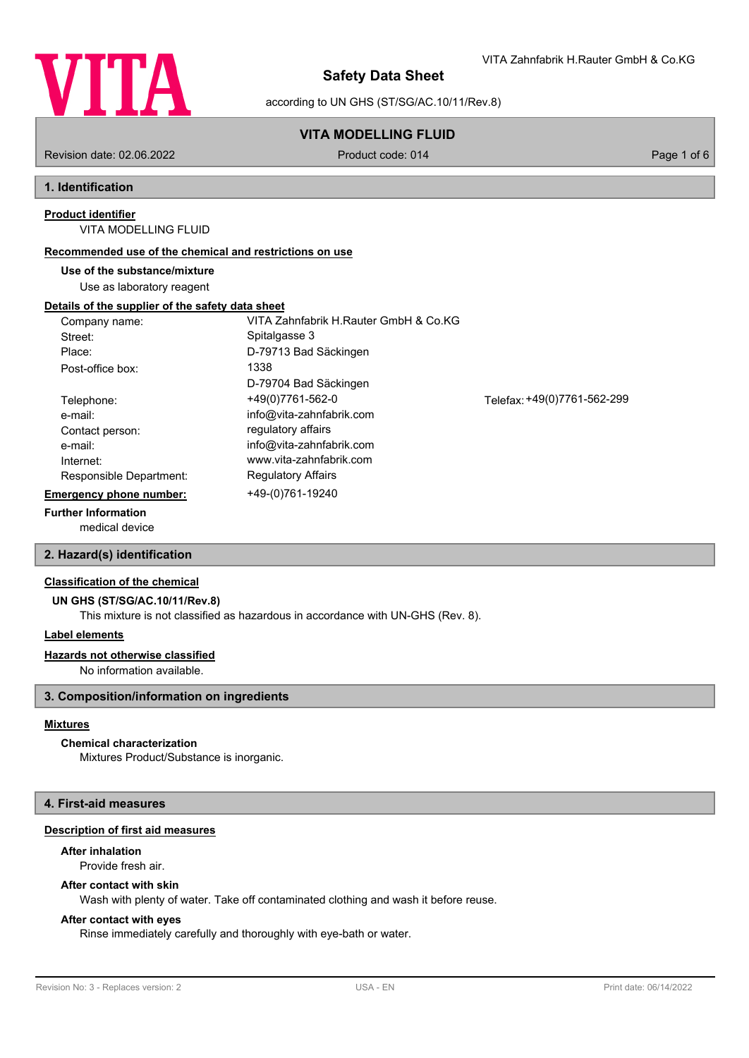# Safety Data Sheet

according to UN GHS (ST/SG/AC.10/11/Rev.8)

VITA Zahnfabrik H.Rauter GmbH & Co.KG

## VITA MODELLING FLUID

Revision date: 02.06.2022 | Product code: 014

## 1. Identification

**Product identifier**

VITA MODELLING FLUID

**Recommended use of the chemical and restrictions on use**

**Use of the substance/mixture**

Use as laboratory reagent

**Details of the supplier of the safety data sheet**

| | |
|---|---|
| Company name: | VITA Zahnfabrik H.Rauter GmbH & Co.KG |
| Street: | Spitalgasse 3 |
| Place: | D-79713 Bad Säckingen |
| Post-office box: | 1338<br>D-79704 Bad Säckingen |
| Telephone: | +49(0)7761-562-0 |
| Telefax: | +49(0)7761-562-299 |
| e-mail: | info@vita-zahnfabrik.com |
| Contact person: | regulatory affairs |
| e-mail: | info@vita-zahnfabrik.com |
| Internet: | www.vita-zahnfabrik.com |
| Responsible Department: | Regulatory Affairs |

**Emergency phone number:** +49-(0)761-19240

**Further Information**

medical device

## 2. Hazard(s) identification

**Classification of the chemical**

**UN GHS (ST/SG/AC.10/11/Rev.8)**

This mixture is not classified as hazardous in accordance with UN-GHS (Rev. 8).

**Label elements**

**Hazards not otherwise classified**

No information available.

## 3. Composition/information on ingredients

**Mixtures**

**Chemical characterization**

Mixtures Product/Substance is inorganic.

## 4. First-aid measures

**Description of first aid measures**

**After inhalation**

Provide fresh air.

**After contact with skin**

Wash with plenty of water. Take off contaminated clothing and wash it before reuse.

**After contact with eyes**

Rinse immediately carefully and thoroughly with eye-bath or water.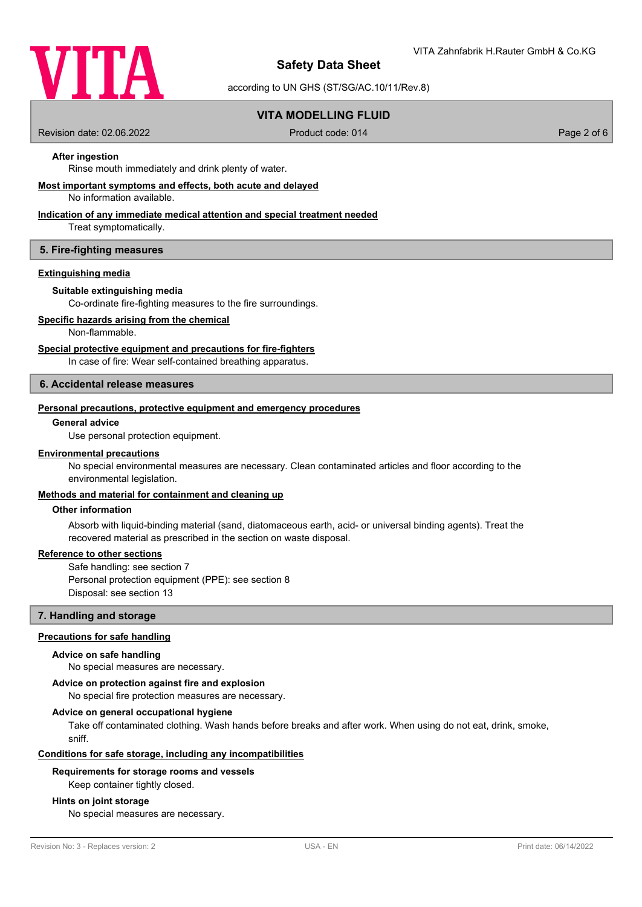**After ingestion**

Rinse mouth immediately and drink plenty of water.

**Most important symptoms and effects, both acute and delayed**

No information available.

**Indication of any immediate medical attention and special treatment needed**

Treat symptomatically.

## 5. Fire-fighting measures

**Extinguishing media**

**Suitable extinguishing media**

Co-ordinate fire-fighting measures to the fire surroundings.

**Specific hazards arising from the chemical**

Non-flammable.

**Special protective equipment and precautions for fire-fighters**

In case of fire: Wear self-contained breathing apparatus.

## 6. Accidental release measures

**Personal precautions, protective equipment and emergency procedures**

**General advice**

Use personal protection equipment.

**Environmental precautions**

No special environmental measures are necessary. Clean contaminated articles and floor according to the environmental legislation.

**Methods and material for containment and cleaning up**

**Other information**

Absorb with liquid-binding material (sand, diatomaceous earth, acid- or universal binding agents). Treat the recovered material as prescribed in the section on waste disposal.

**Reference to other sections**

Safe handling: see section 7
Personal protection equipment (PPE): see section 8
Disposal: see section 13

## 7. Handling and storage

**Precautions for safe handling**

**Advice on safe handling**

No special measures are necessary.

**Advice on protection against fire and explosion**

No special fire protection measures are necessary.

**Advice on general occupational hygiene**

Take off contaminated clothing. Wash hands before breaks and after work. When using do not eat, drink, smoke, sniff.

**Conditions for safe storage, including any incompatibilities**

**Requirements for storage rooms and vessels**

Keep container tightly closed.

**Hints on joint storage**

No special measures are necessary.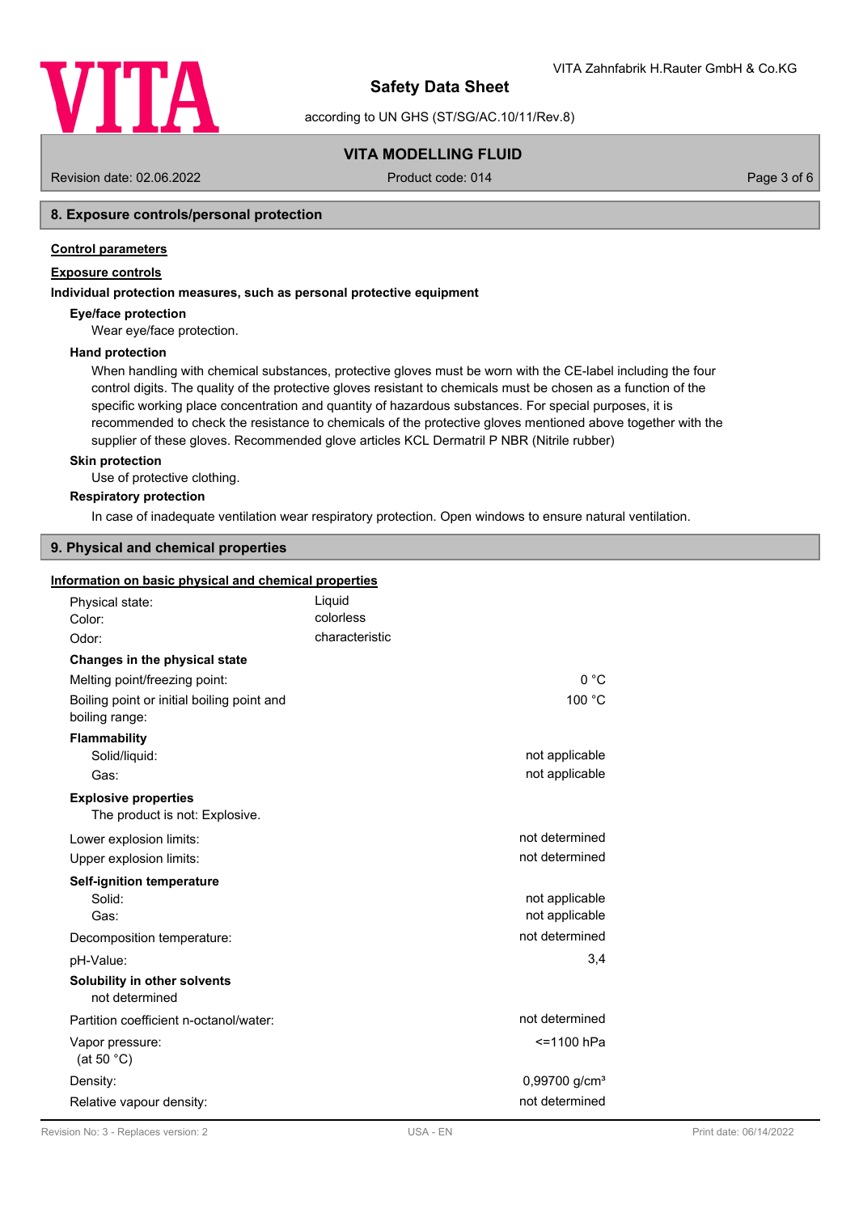## 8. Exposure controls/personal protection

**Control parameters**

**Exposure controls**

**Individual protection measures, such as personal protective equipment**

**Eye/face protection**

Wear eye/face protection.

**Hand protection**

When handling with chemical substances, protective gloves must be worn with the CE-label including the four control digits. The quality of the protective gloves resistant to chemicals must be chosen as a function of the specific working place concentration and quantity of hazardous substances. For special purposes, it is recommended to check the resistance to chemicals of the protective gloves mentioned above together with the supplier of these gloves. Recommended glove articles KCL Dermatril P NBR (Nitrile rubber)

**Skin protection**

Use of protective clothing.

**Respiratory protection**

In case of inadequate ventilation wear respiratory protection. Open windows to ensure natural ventilation.

## 9. Physical and chemical properties

**Information on basic physical and chemical properties**

| | |
|---|---|
| Physical state: | Liquid |
| Color: | colorless |
| Odor: | characteristic |

**Changes in the physical state**

| | |
|---|---|
| Melting point/freezing point: | 0 °C |
| Boiling point or initial boiling point and boiling range: | 100 °C |

**Flammability**

| | |
|---|---|
| Solid/liquid: | not applicable |
| Gas: | not applicable |

**Explosive properties**

The product is not: Explosive.

| | |
|---|---|
| Lower explosion limits: | not determined |
| Upper explosion limits: | not determined |

**Self-ignition temperature**

| | |
|---|---|
| Solid: | not applicable |
| Gas: | not applicable |
| Decomposition temperature: | not determined |
| pH-Value: | 3,4 |

**Solubility in other solvents**

not determined

| | |
|---|---|
| Partition coefficient n-octanol/water: | not determined |
| Vapor pressure: (at 50 °C) | <=1100 hPa |
| Density: | 0,99700 g/cm³ |
| Relative vapour density: | not determined |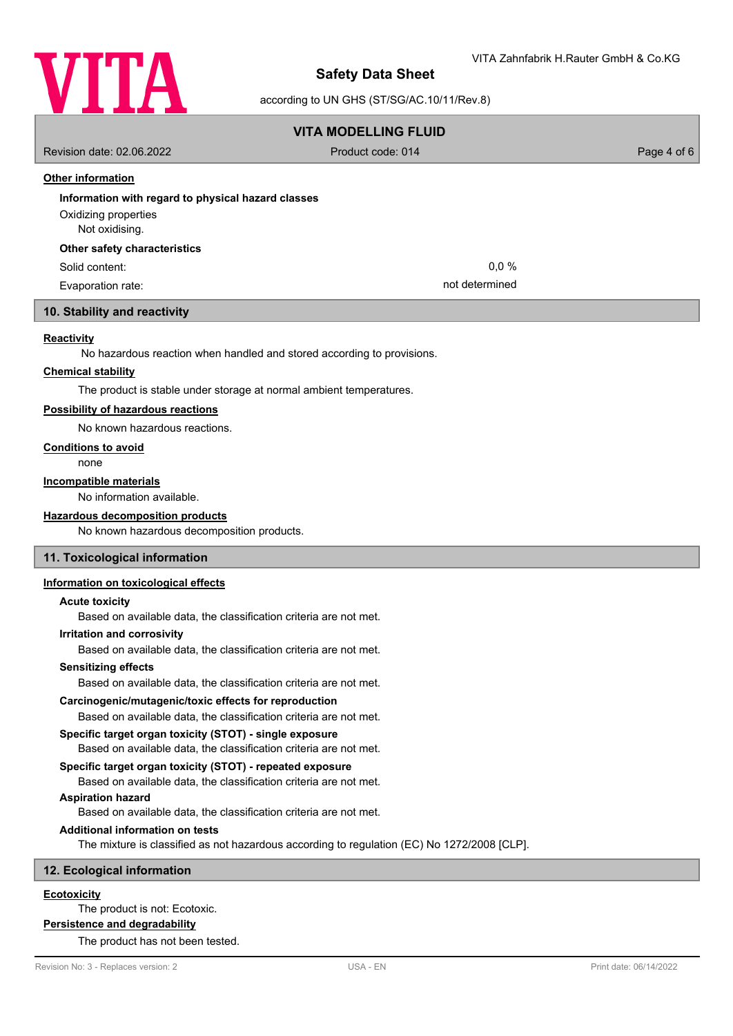#### Other information

**Information with regard to physical hazard classes**

Oxidizing properties

Not oxidising.

**Other safety characteristics**

| | |
|---|---|
| Solid content: | 0,0 % |
| Evaporation rate: | not determined |

## 10. Stability and reactivity

#### Reactivity

No hazardous reaction when handled and stored according to provisions.

#### Chemical stability

The product is stable under storage at normal ambient temperatures.

#### Possibility of hazardous reactions

No known hazardous reactions.

#### Conditions to avoid

none

#### Incompatible materials

No information available.

#### Hazardous decomposition products

No known hazardous decomposition products.

## 11. Toxicological information

#### Information on toxicological effects

**Acute toxicity**

Based on available data, the classification criteria are not met.

**Irritation and corrosivity**

Based on available data, the classification criteria are not met.

**Sensitizing effects**

Based on available data, the classification criteria are not met.

**Carcinogenic/mutagenic/toxic effects for reproduction**

Based on available data, the classification criteria are not met.

**Specific target organ toxicity (STOT) - single exposure**

Based on available data, the classification criteria are not met.

**Specific target organ toxicity (STOT) - repeated exposure**

Based on available data, the classification criteria are not met.

**Aspiration hazard**

Based on available data, the classification criteria are not met.

**Additional information on tests**

The mixture is classified as not hazardous according to regulation (EC) No 1272/2008 [CLP].

## 12. Ecological information

#### Ecotoxicity

The product is not: Ecotoxic.

#### Persistence and degradability

The product has not been tested.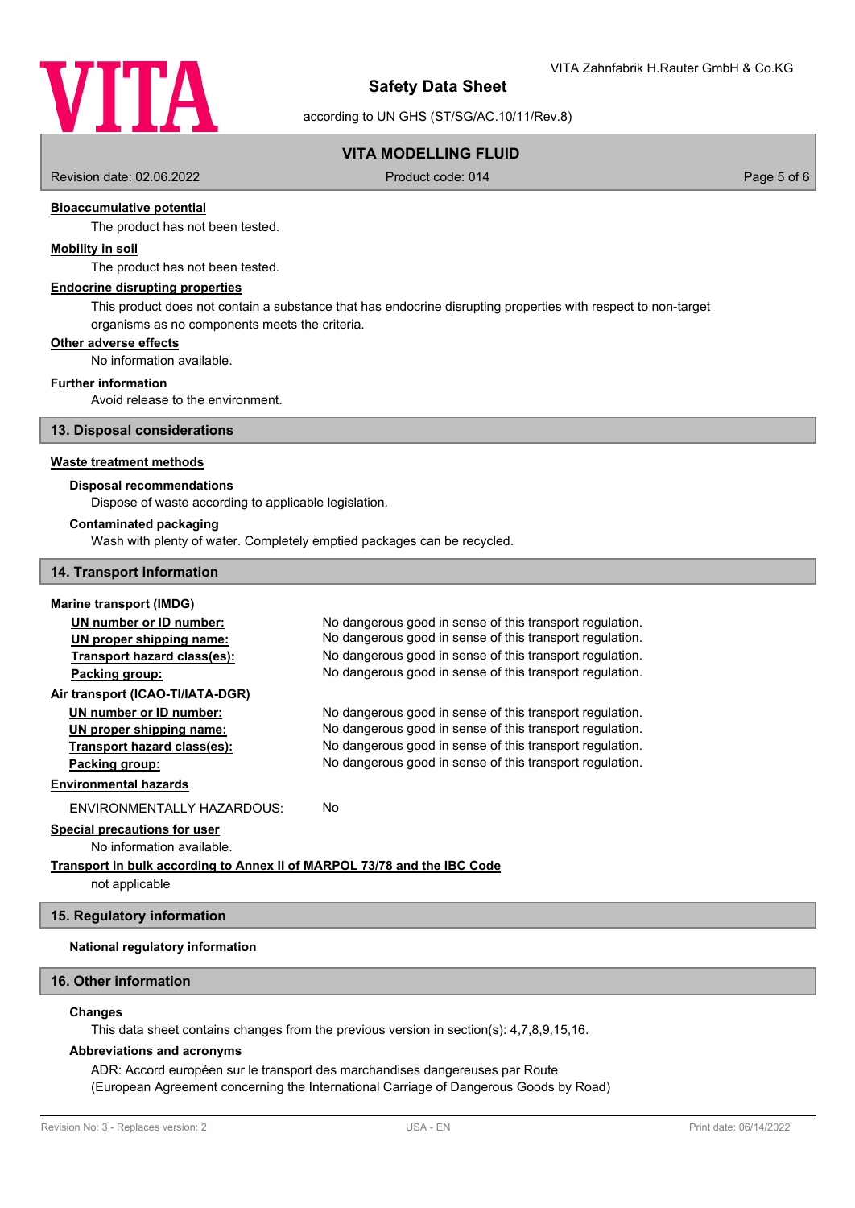#### Bioaccumulative potential

The product has not been tested.

#### Mobility in soil

The product has not been tested.

#### Endocrine disrupting properties

This product does not contain a substance that has endocrine disrupting properties with respect to non-target organisms as no components meets the criteria.

#### Other adverse effects

No information available.

#### Further information

Avoid release to the environment.

## 13. Disposal considerations

### Waste treatment methods

#### Disposal recommendations

Dispose of waste according to applicable legislation.

#### Contaminated packaging

Wash with plenty of water. Completely emptied packages can be recycled.

## 14. Transport information

**Marine transport (IMDG)**

| | |
|---|---|
| UN number or ID number: | No dangerous good in sense of this transport regulation. |
| UN proper shipping name: | No dangerous good in sense of this transport regulation. |
| Transport hazard class(es): | No dangerous good in sense of this transport regulation. |
| Packing group: | No dangerous good in sense of this transport regulation. |

**Air transport (ICAO-TI/IATA-DGR)**

| | |
|---|---|
| UN number or ID number: | No dangerous good in sense of this transport regulation. |
| UN proper shipping name: | No dangerous good in sense of this transport regulation. |
| Transport hazard class(es): | No dangerous good in sense of this transport regulation. |
| Packing group: | No dangerous good in sense of this transport regulation. |

#### Environmental hazards

ENVIRONMENTALLY HAZARDOUS: No

#### Special precautions for user

No information available.

#### Transport in bulk according to Annex II of MARPOL 73/78 and the IBC Code

not applicable

## 15. Regulatory information

#### National regulatory information

## 16. Other information

#### Changes

This data sheet contains changes from the previous version in section(s): 4,7,8,9,15,16.

#### Abbreviations and acronyms

ADR: Accord européen sur le transport des marchandises dangereuses par Route
(European Agreement concerning the International Carriage of Dangerous Goods by Road)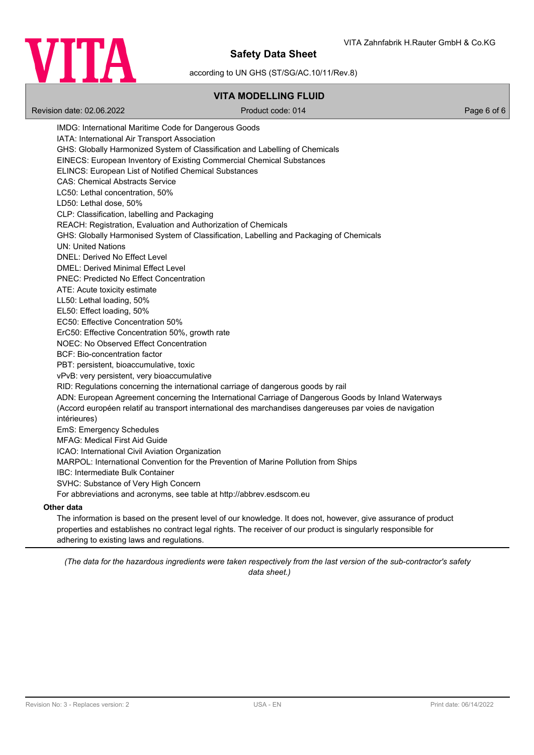IMDG: International Maritime Code for Dangerous Goods
IATA: International Air Transport Association
GHS: Globally Harmonized System of Classification and Labelling of Chemicals
EINECS: European Inventory of Existing Commercial Chemical Substances
ELINCS: European List of Notified Chemical Substances
CAS: Chemical Abstracts Service
LC50: Lethal concentration, 50%
LD50: Lethal dose, 50%
CLP: Classification, labelling and Packaging
REACH: Registration, Evaluation and Authorization of Chemicals
GHS: Globally Harmonised System of Classification, Labelling and Packaging of Chemicals
UN: United Nations
DNEL: Derived No Effect Level
DMEL: Derived Minimal Effect Level
PNEC: Predicted No Effect Concentration
ATE: Acute toxicity estimate
LL50: Lethal loading, 50%
EL50: Effect loading, 50%
EC50: Effective Concentration 50%
ErC50: Effective Concentration 50%, growth rate
NOEC: No Observed Effect Concentration
BCF: Bio-concentration factor
PBT: persistent, bioaccumulative, toxic
vPvB: very persistent, very bioaccumulative
RID: Regulations concerning the international carriage of dangerous goods by rail
ADN: European Agreement concerning the International Carriage of Dangerous Goods by Inland Waterways (Accord européen relatif au transport international des marchandises dangereuses par voies de navigation intérieures)
EmS: Emergency Schedules
MFAG: Medical First Aid Guide
ICAO: International Civil Aviation Organization
MARPOL: International Convention for the Prevention of Marine Pollution from Ships
IBC: Intermediate Bulk Container
SVHC: Substance of Very High Concern
For abbreviations and acronyms, see table at http://abbrev.esdscom.eu

**Other data**

The information is based on the present level of our knowledge. It does not, however, give assurance of product properties and establishes no contract legal rights. The receiver of our product is singularly responsible for adhering to existing laws and regulations.

*(The data for the hazardous ingredients were taken respectively from the last version of the sub-contractor's safety data sheet.)*